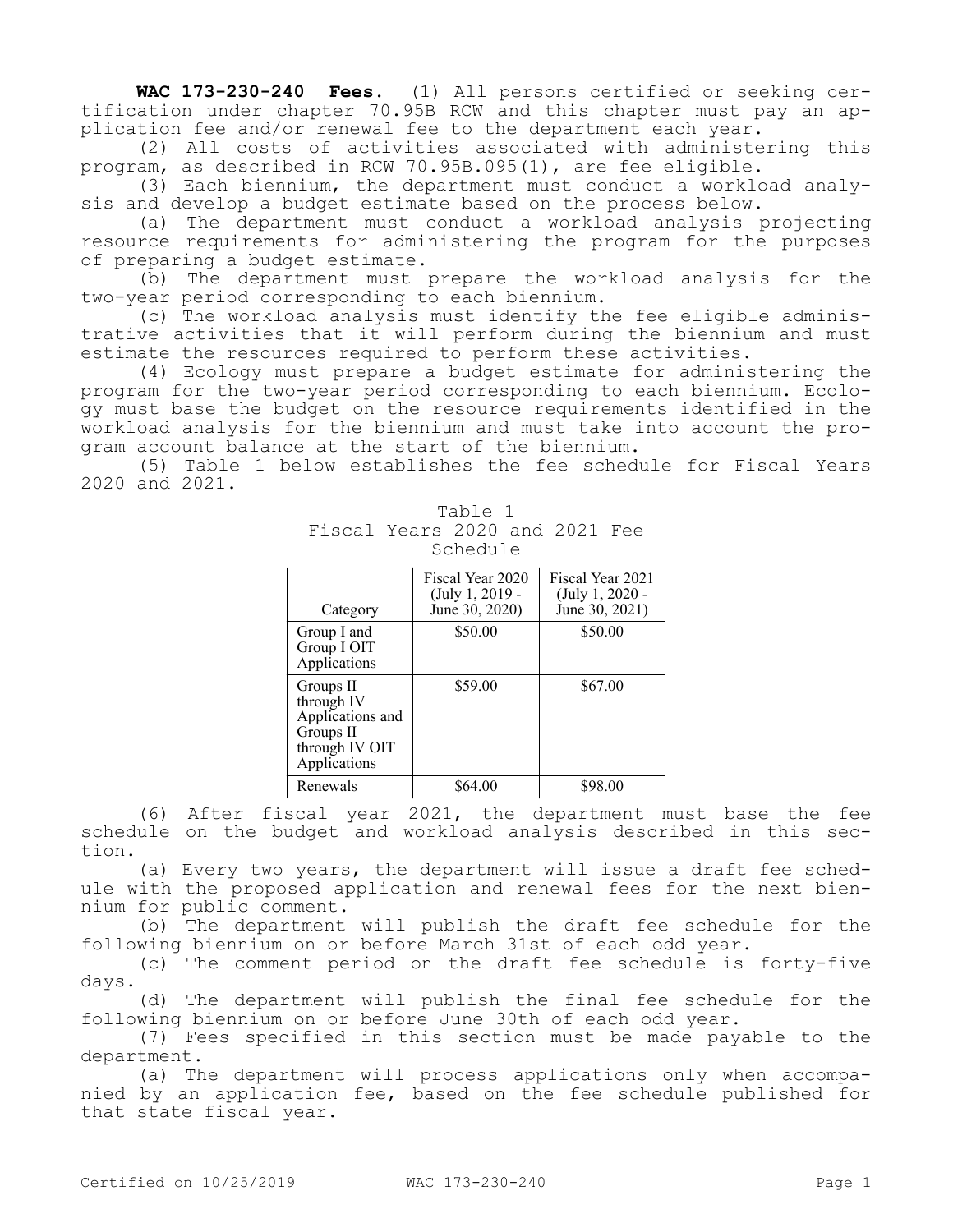**WAC 173-230-240 Fees.** (1) All persons certified or seeking certification under chapter 70.95B RCW and this chapter must pay an application fee and/or renewal fee to the department each year.

(2) All costs of activities associated with administering this program, as described in RCW 70.95B.095(1), are fee eligible.

(3) Each biennium, the department must conduct a workload analysis and develop a budget estimate based on the process below.

(a) The department must conduct a workload analysis projecting resource requirements for administering the program for the purposes of preparing a budget estimate.

(b) The department must prepare the workload analysis for the two-year period corresponding to each biennium.

(c) The workload analysis must identify the fee eligible administrative activities that it will perform during the biennium and must estimate the resources required to perform these activities.

(4) Ecology must prepare a budget estimate for administering the program for the two-year period corresponding to each biennium. Ecology must base the budget on the resource requirements identified in the workload analysis for the biennium and must take into account the program account balance at the start of the biennium.

(5) Table 1 below establishes the fee schedule for Fiscal Years 2020 and 2021.

Table 1
Fiscal Years 2020 and 2021 Fee Schedule

| Category | Fiscal Year 2020 (July 1, 2019 - June 30, 2020) | Fiscal Year 2021 (July 1, 2020 - June 30, 2021) |
|---|---|---|
| Group I and Group I OIT Applications | $50.00 | $50.00 |
| Groups II through IV Applications and Groups II through IV OIT Applications | $59.00 | $67.00 |
| Renewals | $64.00 | $98.00 |

(6) After fiscal year 2021, the department must base the fee schedule on the budget and workload analysis described in this section.

(a) Every two years, the department will issue a draft fee schedule with the proposed application and renewal fees for the next biennium for public comment.

(b) The department will publish the draft fee schedule for the following biennium on or before March 31st of each odd year.

(c) The comment period on the draft fee schedule is forty-five days.

(d) The department will publish the final fee schedule for the following biennium on or before June 30th of each odd year.

(7) Fees specified in this section must be made payable to the department.

(a) The department will process applications only when accompanied by an application fee, based on the fee schedule published for that state fiscal year.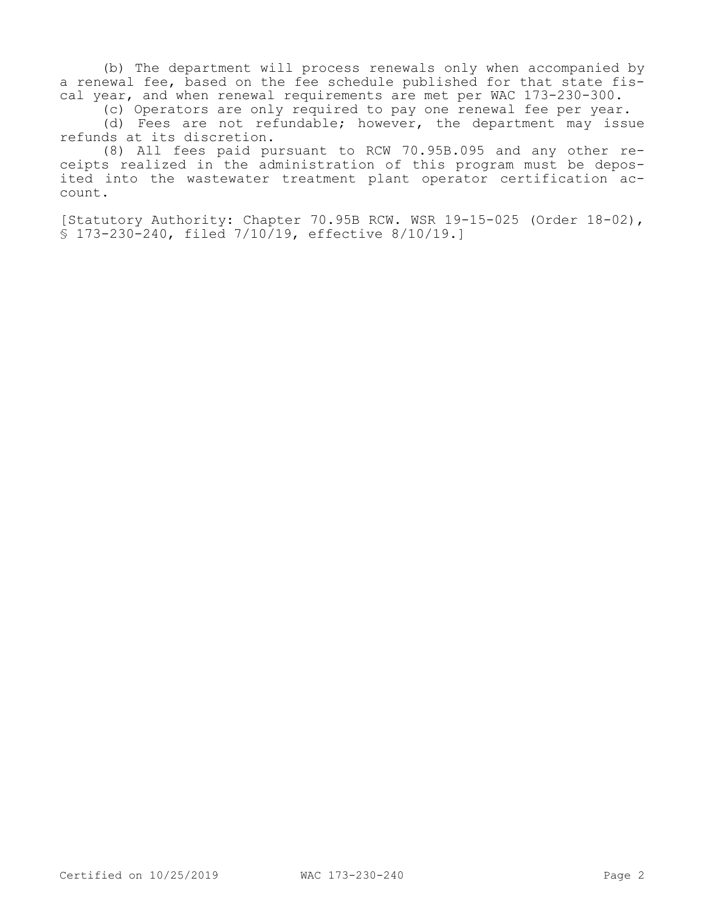(b) The department will process renewals only when accompanied by a renewal fee, based on the fee schedule published for that state fiscal year, and when renewal requirements are met per WAC 173-230-300.

(c) Operators are only required to pay one renewal fee per year.

(d) Fees are not refundable; however, the department may issue refunds at its discretion.

(8) All fees paid pursuant to RCW 70.95B.095 and any other receipts realized in the administration of this program must be deposited into the wastewater treatment plant operator certification account.

[Statutory Authority: Chapter 70.95B RCW. WSR 19-15-025 (Order 18-02), § 173-230-240, filed 7/10/19, effective 8/10/19.]